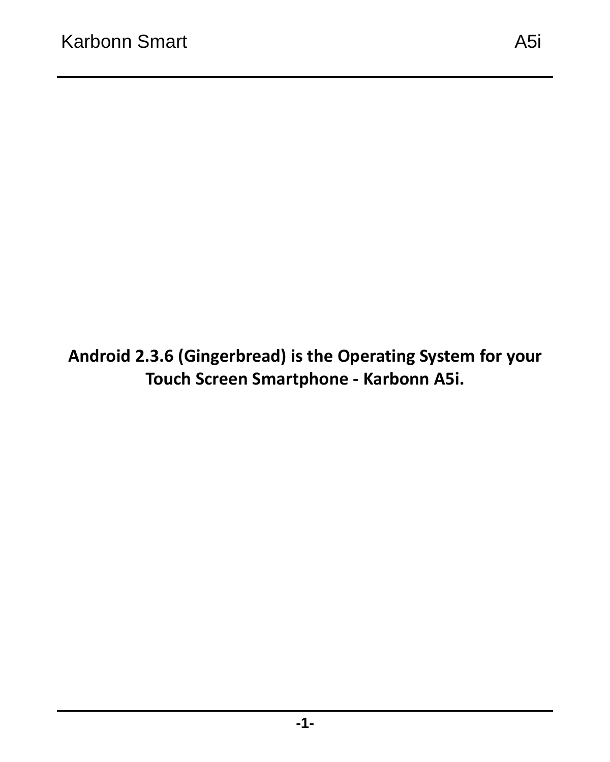**Android 2.3.6 (Gingerbread) is the Operating System for your Touch Screen Smartphone - Karbonn A5i.**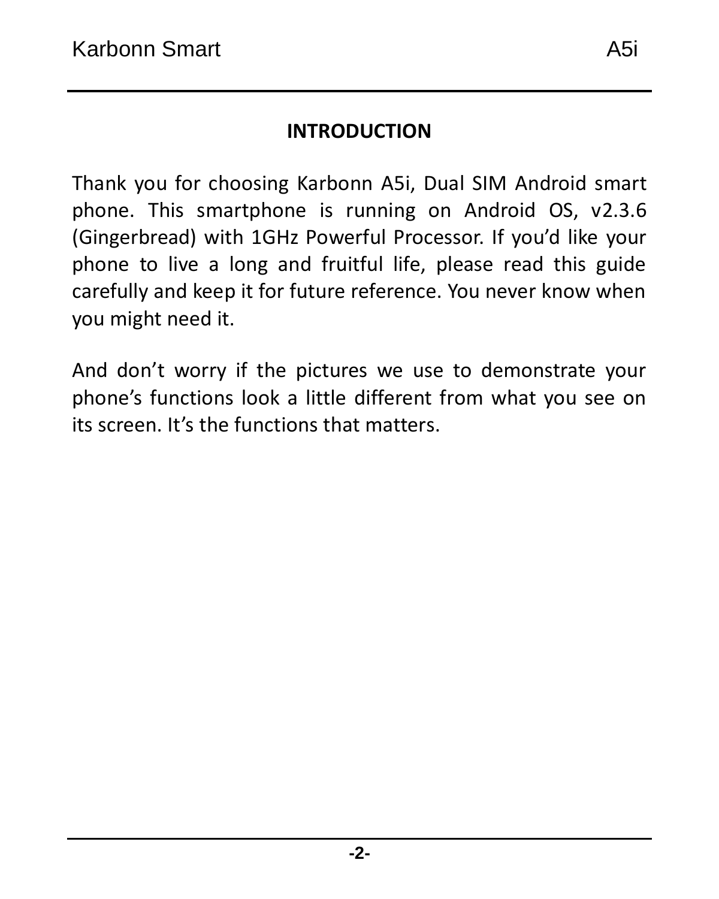# INTRODUCTION

Thank you for choosing Karbonn A5i, Dual SIM Android smart phone. This smartphone is running on Android OS, v2.3.6 (Gingerbread) with 1GHz Powerful Processor. If you'd like your phone to live a long and fruitful life, please read this guide carefully and keep it for future reference. You never know when you might need it.

And don't worry if the pictures we use to demonstrate your phone's functions look a little different from what you see on its screen. It's the functions that matters.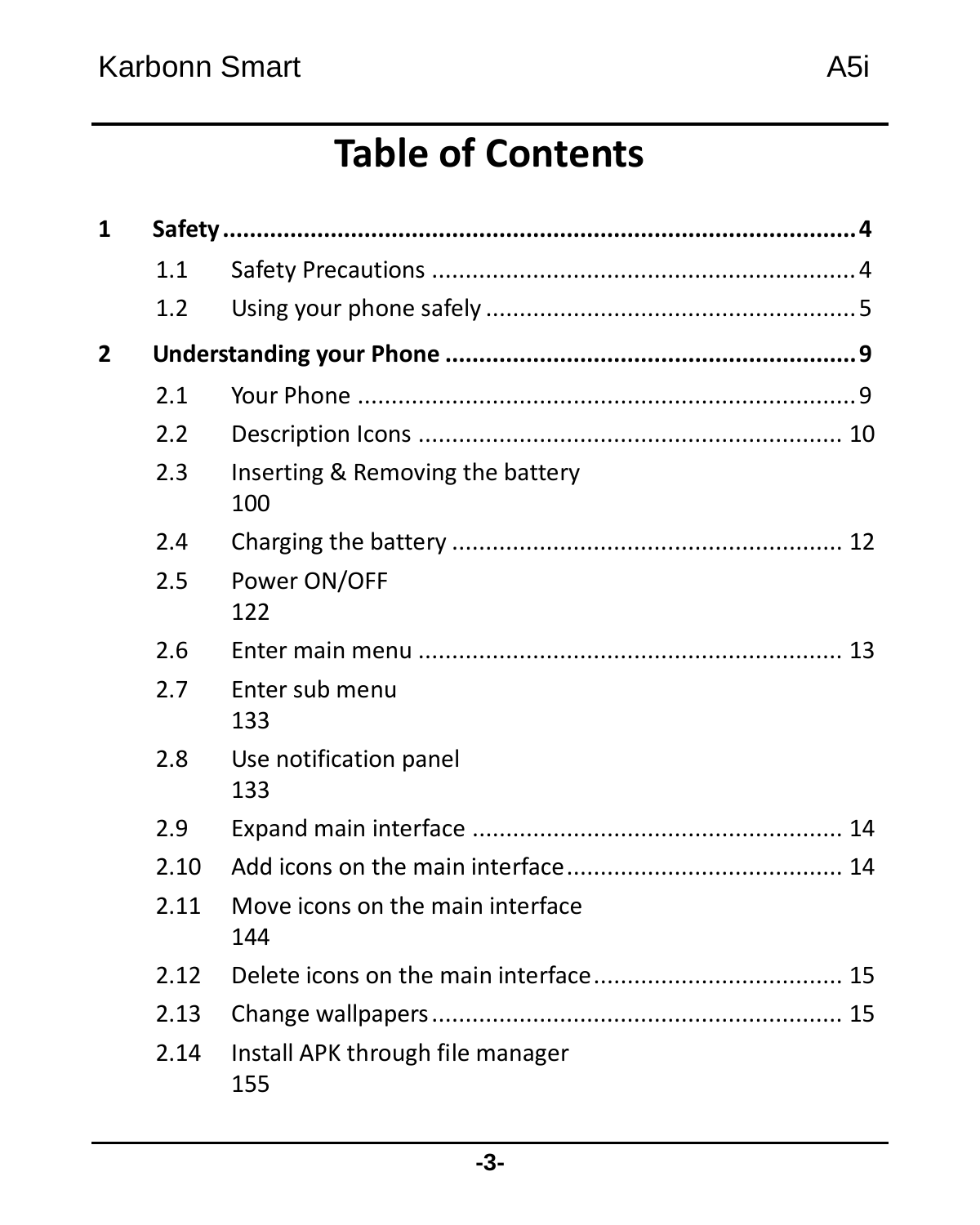# Table of Contents

**1 Safety .............................................................................................4**

- 1.1 Safety Precautions ..............................................................4
- 1.2 Using your phone safely .......................................................5

**2 Understanding your Phone ............................................................9**

- 2.1 Your Phone ..........................................................................9
- 2.2 Description Icons .............................................................. 10
- 2.3 Inserting & Removing the battery 100
- 2.4 Charging the battery ......................................................... 12
- 2.5 Power ON/OFF 122
- 2.6 Enter main menu .............................................................. 13
- 2.7 Enter sub menu 133
- 2.8 Use notification panel 133
- 2.9 Expand main interface ...................................................... 14
- 2.10 Add icons on the main interface......................................... 14
- 2.11 Move icons on the main interface 144
- 2.12 Delete icons on the main interface.................................... 15
- 2.13 Change wallpapers............................................................ 15
- 2.14 Install APK through file manager 155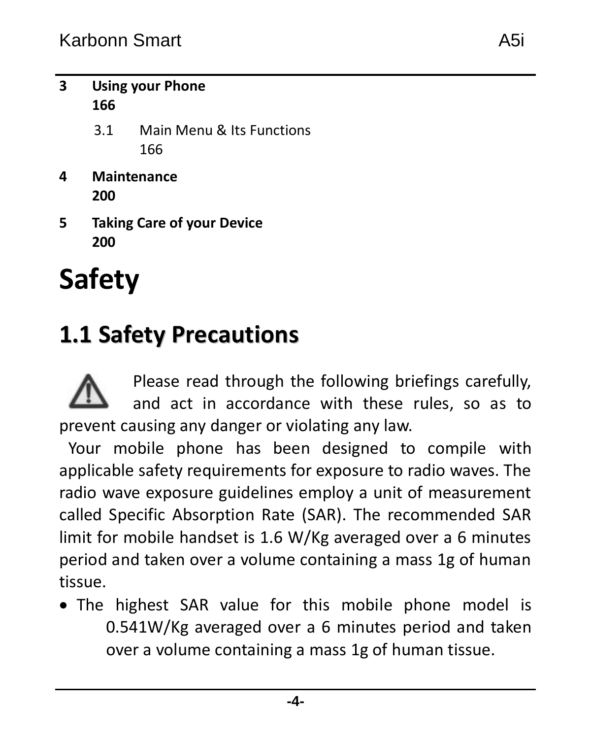**3 Using your Phone 166**

3.1 Main Menu & Its Functions 166

**4 Maintenance 200**

**5 Taking Care of your Device 200**

# Safety

## 1.1 Safety Precautions

Please read through the following briefings carefully, and act in accordance with these rules, so as to prevent causing any danger or violating any law.

Your mobile phone has been designed to compile with applicable safety requirements for exposure to radio waves. The radio wave exposure guidelines employ a unit of measurement called Specific Absorption Rate (SAR). The recommended SAR limit for mobile handset is 1.6 W/Kg averaged over a 6 minutes period and taken over a volume containing a mass 1g of human tissue.

- The highest SAR value for this mobile phone model is 0.541W/Kg averaged over a 6 minutes period and taken over a volume containing a mass 1g of human tissue.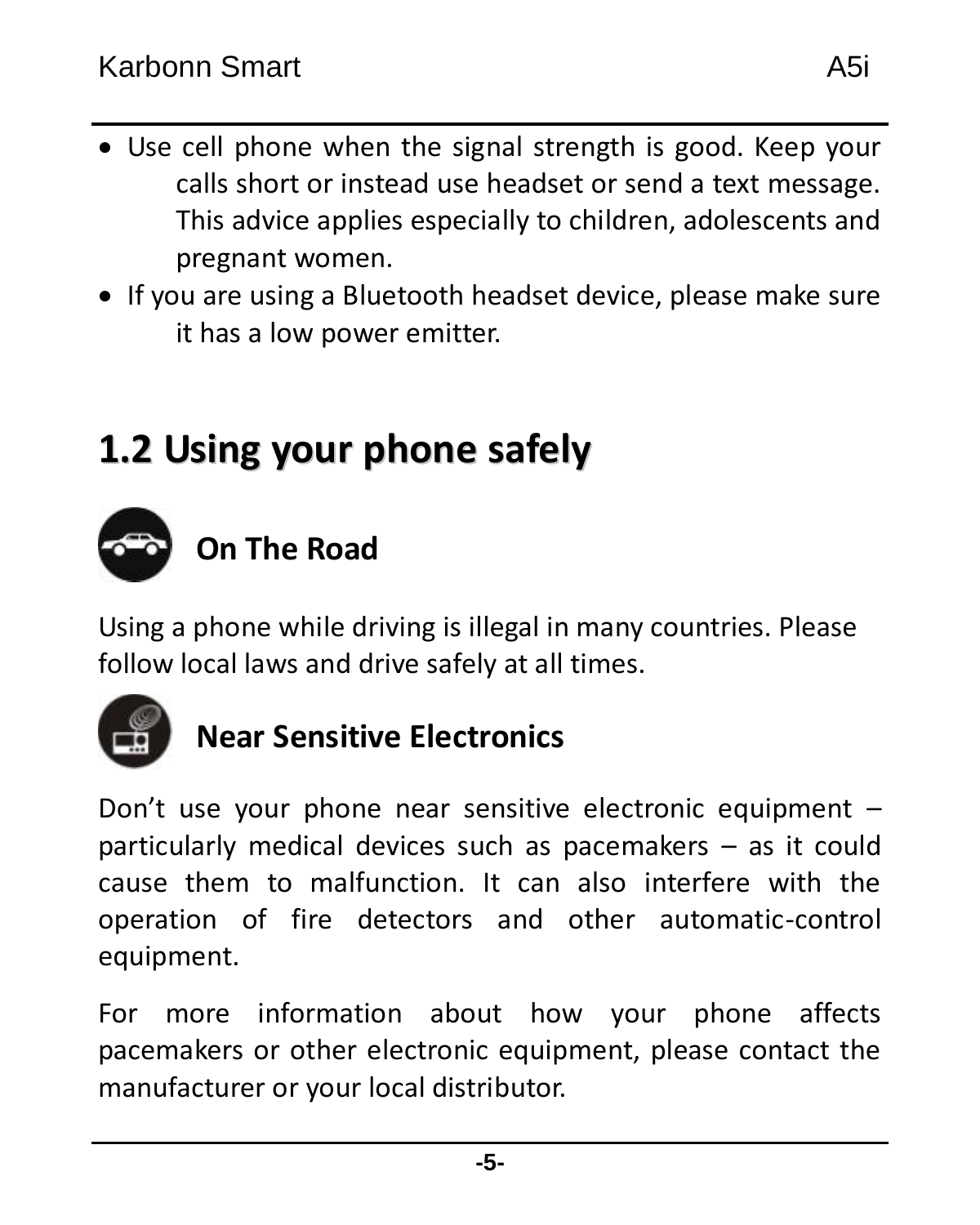- Use cell phone when the signal strength is good. Keep your calls short or instead use headset or send a text message. This advice applies especially to children, adolescents and pregnant women.
- If you are using a Bluetooth headset device, please make sure it has a low power emitter.

## 1.2 Using your phone safely

### On The Road

Using a phone while driving is illegal in many countries. Please follow local laws and drive safely at all times.

### Near Sensitive Electronics

Don't use your phone near sensitive electronic equipment – particularly medical devices such as pacemakers – as it could cause them to malfunction. It can also interfere with the operation of fire detectors and other automatic-control equipment.

For more information about how your phone affects pacemakers or other electronic equipment, please contact the manufacturer or your local distributor.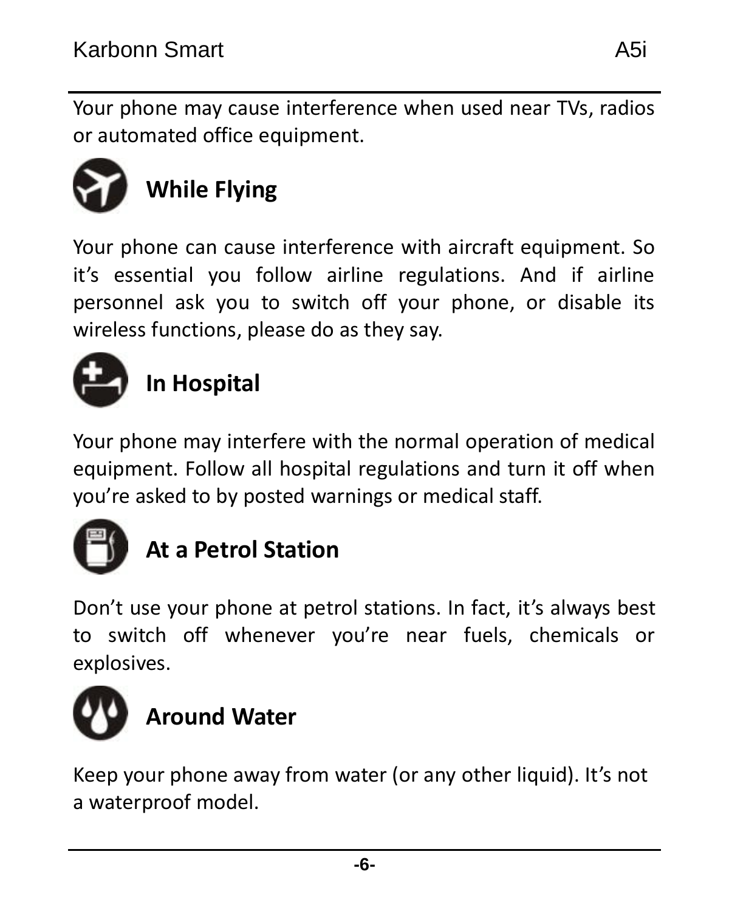Your phone may cause interference when used near TVs, radios or automated office equipment.

## While Flying

Your phone can cause interference with aircraft equipment. So it's essential you follow airline regulations. And if airline personnel ask you to switch off your phone, or disable its wireless functions, please do as they say.

## In Hospital

Your phone may interfere with the normal operation of medical equipment. Follow all hospital regulations and turn it off when you're asked to by posted warnings or medical staff.

## At a Petrol Station

Don't use your phone at petrol stations. In fact, it's always best to switch off whenever you're near fuels, chemicals or explosives.

## Around Water

Keep your phone away from water (or any other liquid). It's not a waterproof model.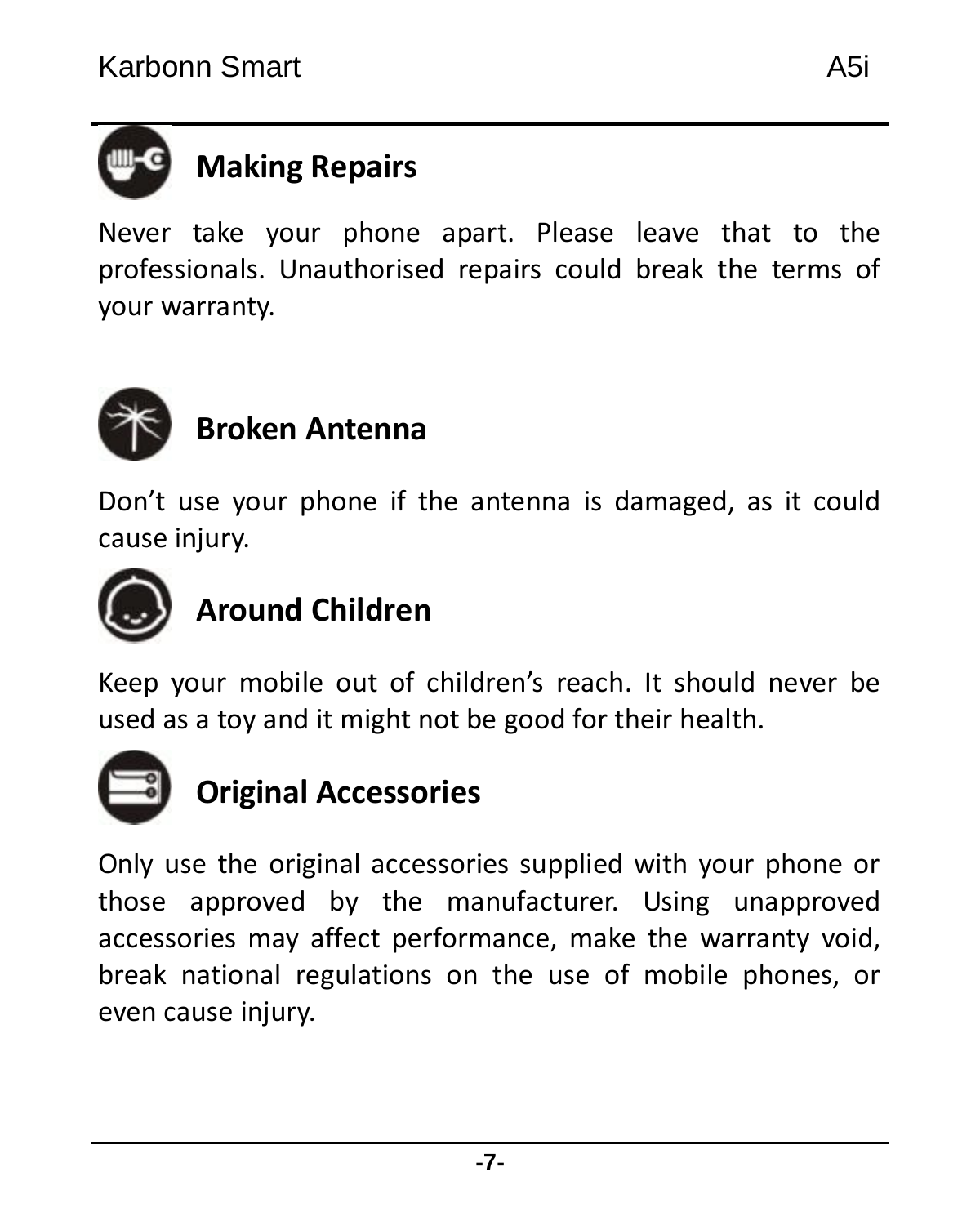## Making Repairs

Never take your phone apart. Please leave that to the professionals. Unauthorised repairs could break the terms of your warranty.

## Broken Antenna

Don't use your phone if the antenna is damaged, as it could cause injury.

## Around Children

Keep your mobile out of children's reach. It should never be used as a toy and it might not be good for their health.

## Original Accessories

Only use the original accessories supplied with your phone or those approved by the manufacturer. Using unapproved accessories may affect performance, make the warranty void, break national regulations on the use of mobile phones, or even cause injury.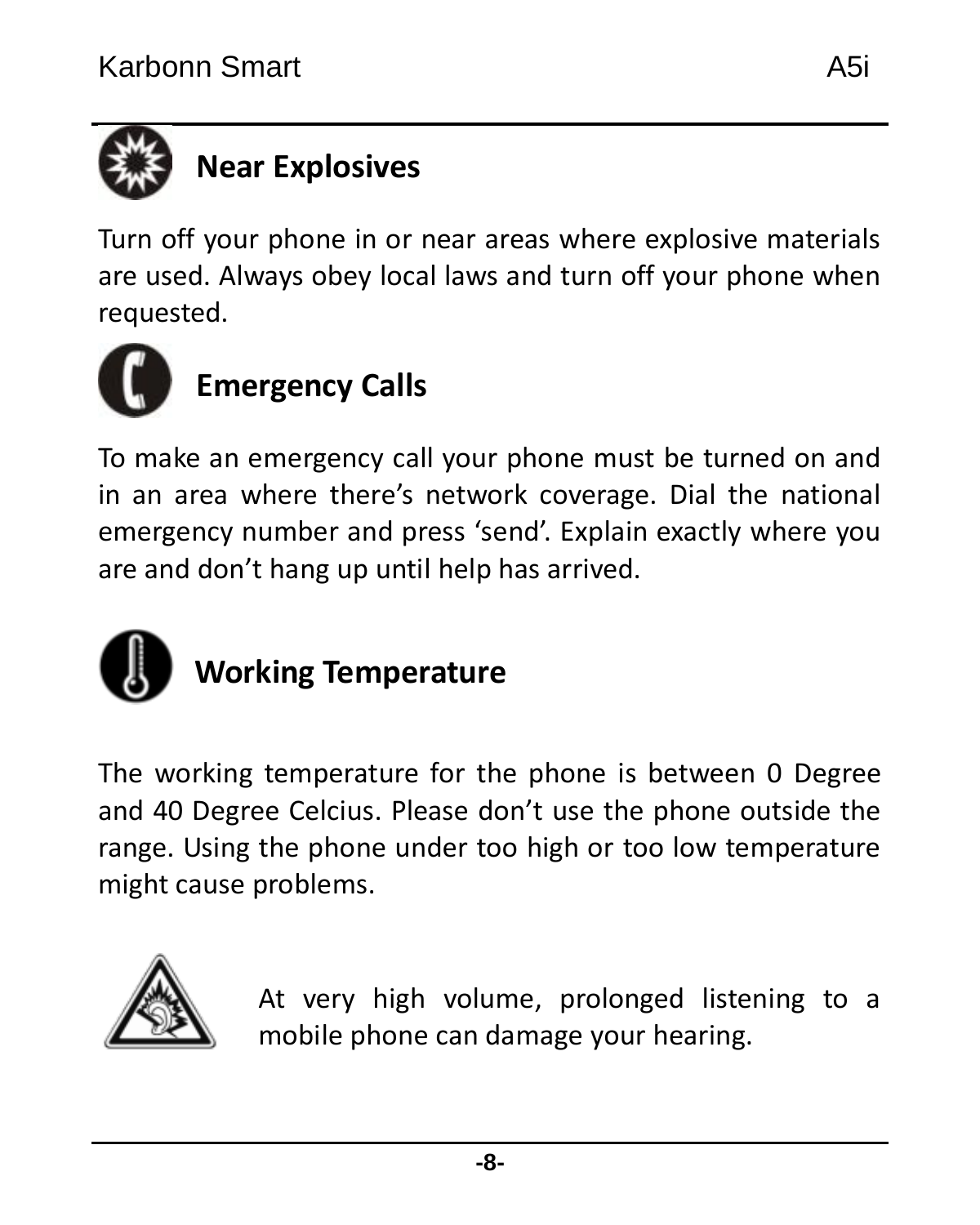## Near Explosives

Turn off your phone in or near areas where explosive materials are used. Always obey local laws and turn off your phone when requested.

## Emergency Calls

To make an emergency call your phone must be turned on and in an area where there's network coverage. Dial the national emergency number and press 'send'. Explain exactly where you are and don't hang up until help has arrived.

## Working Temperature

The working temperature for the phone is between 0 Degree and 40 Degree Celcius. Please don't use the phone outside the range. Using the phone under too high or too low temperature might cause problems.

At very high volume, prolonged listening to a mobile phone can damage your hearing.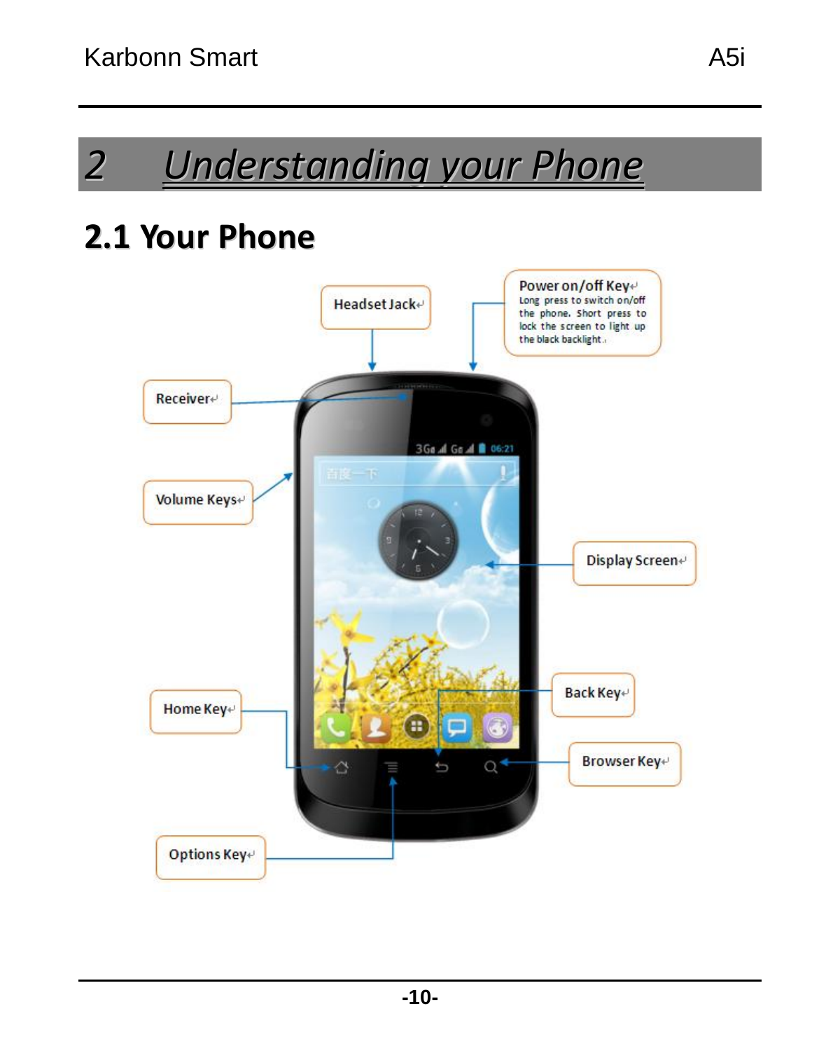# 2 Understanding your Phone

## 2.1 Your Phone

Headset Jack

Power on/off Key
Long press to switch on/off the phone. Short press to lock the screen to light up the black backlight.

Receiver

Volume Keys

Display Screen

Back Key

Home Key

Browser Key

Options Key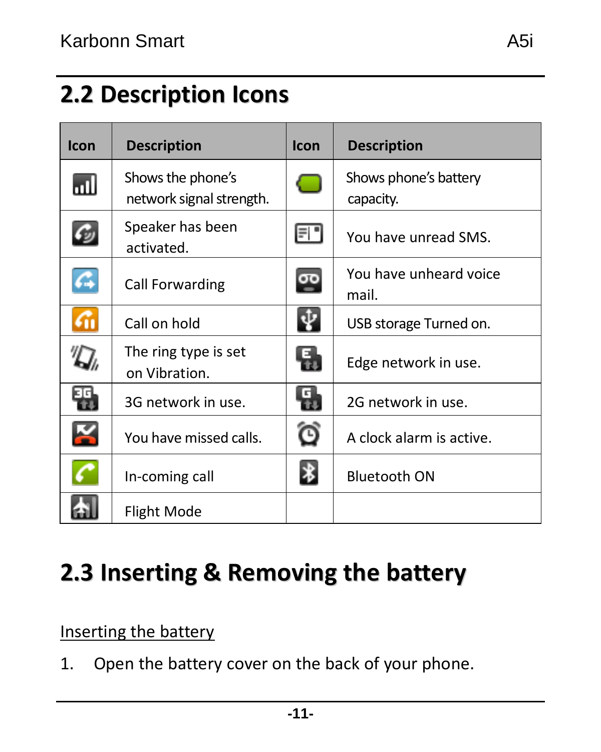## 2.2 Description Icons

| Icon | Description | Icon | Description |
|---|---|---|---|
| | Shows the phone's network signal strength. | | Shows phone's battery capacity. |
| | Speaker has been activated. | | You have unread SMS. |
| | Call Forwarding | | You have unheard voice mail. |
| | Call on hold | | USB storage Turned on. |
| | The ring type is set on Vibration. | | Edge network in use. |
| | 3G network in use. | | 2G network in use. |
| | You have missed calls. | | A clock alarm is active. |
| | In-coming call | | Bluetooth ON |
| | Flight Mode | | |

## 2.3 Inserting & Removing the battery

Inserting the battery

1. Open the battery cover on the back of your phone.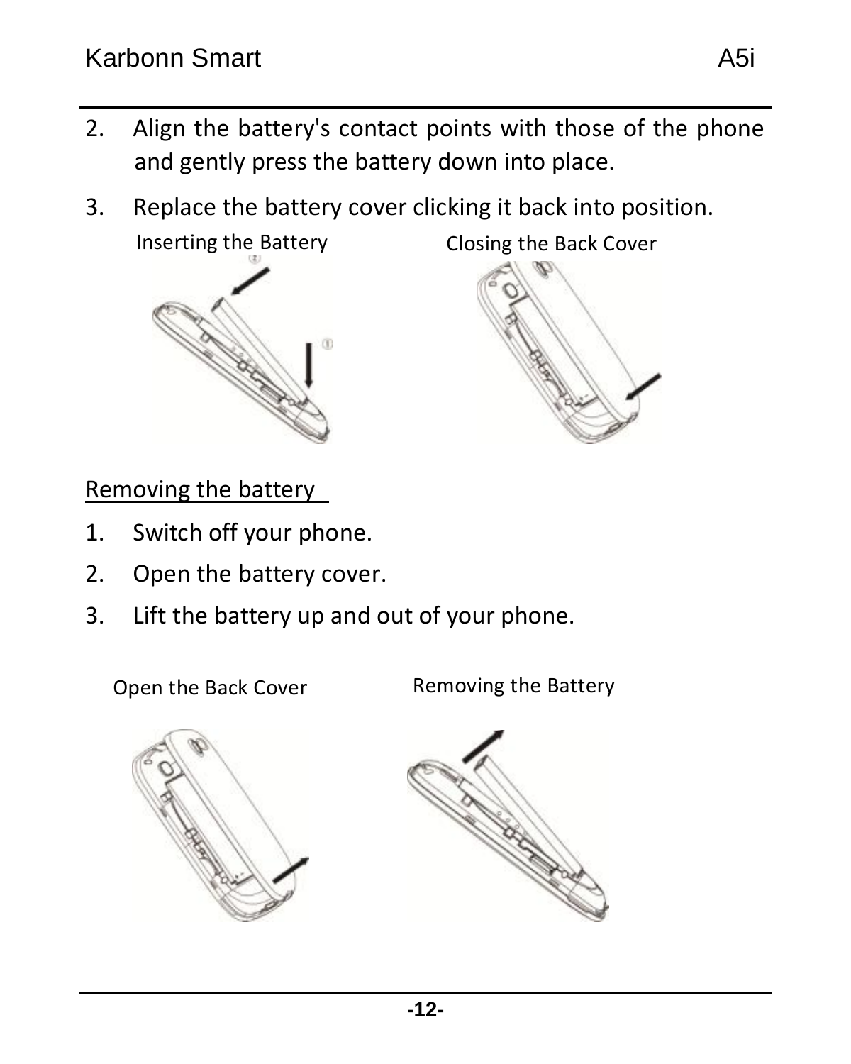2. Align the battery's contact points with those of the phone and gently press the battery down into place.
3. Replace the battery cover clicking it back into position.

Inserting the Battery

Closing the Back Cover

Removing the battery

1. Switch off your phone.
2. Open the battery cover.
3. Lift the battery up and out of your phone.

Open the Back Cover

Removing the Battery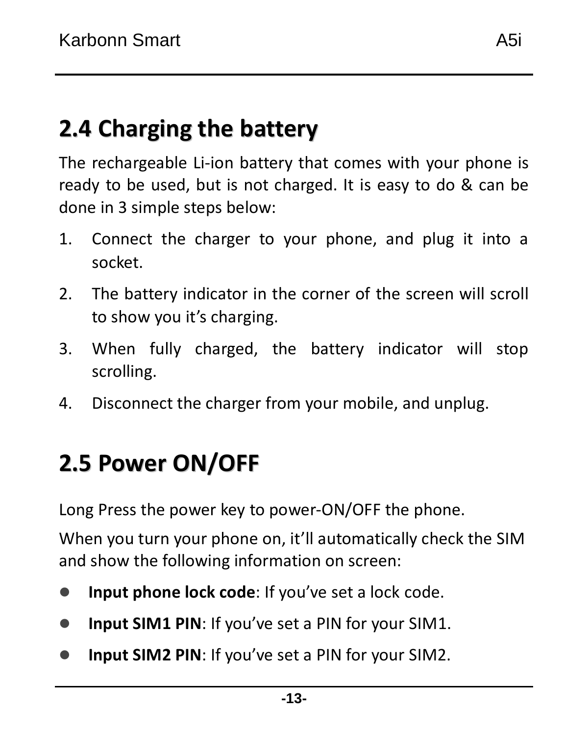## 2.4 Charging the battery

The rechargeable Li-ion battery that comes with your phone is ready to be used, but is not charged. It is easy to do & can be done in 3 simple steps below:

1. Connect the charger to your phone, and plug it into a socket.
2. The battery indicator in the corner of the screen will scroll to show you it's charging.
3. When fully charged, the battery indicator will stop scrolling.
4. Disconnect the charger from your mobile, and unplug.

## 2.5 Power ON/OFF

Long Press the power key to power-ON/OFF the phone.

When you turn your phone on, it'll automatically check the SIM and show the following information on screen:

- **Input phone lock code**: If you've set a lock code.
- **Input SIM1 PIN**: If you've set a PIN for your SIM1.
- **Input SIM2 PIN**: If you've set a PIN for your SIM2.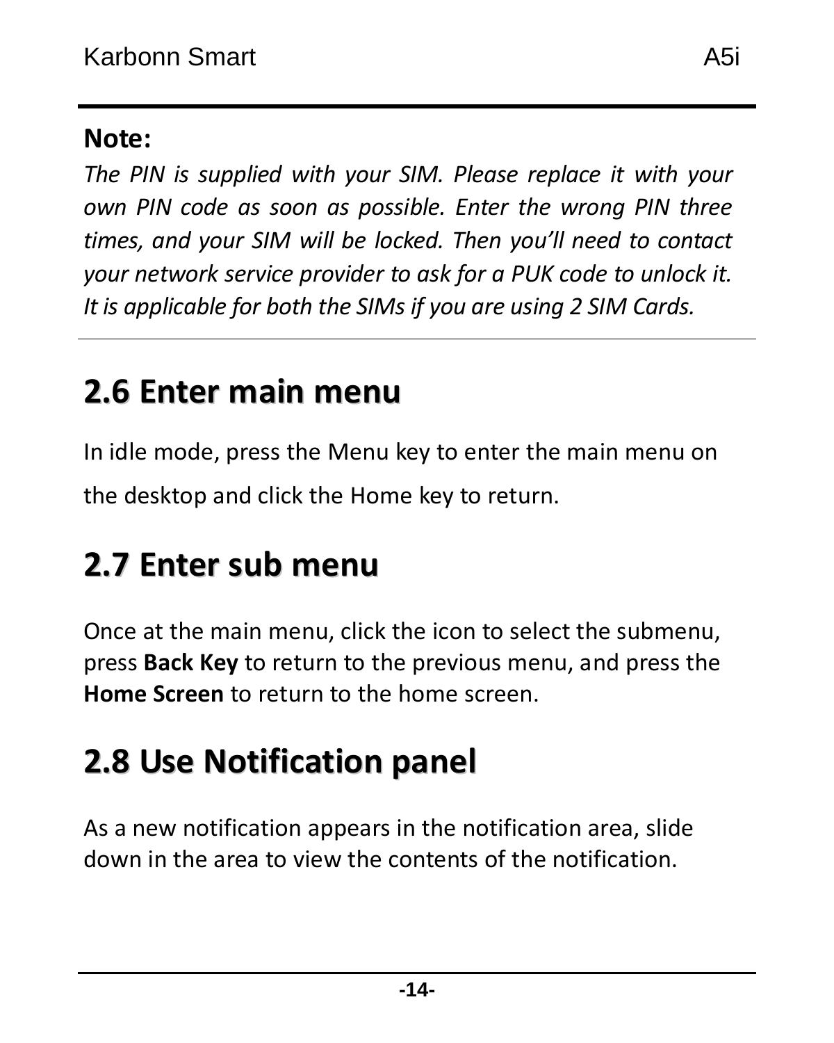**Note:**

*The PIN is supplied with your SIM. Please replace it with your own PIN code as soon as possible. Enter the wrong PIN three times, and your SIM will be locked. Then you'll need to contact your network service provider to ask for a PUK code to unlock it. It is applicable for both the SIMs if you are using 2 SIM Cards.*

## 2.6 Enter main menu

In idle mode, press the Menu key to enter the main menu on the desktop and click the Home key to return.

## 2.7 Enter sub menu

Once at the main menu, click the icon to select the submenu, press **Back Key** to return to the previous menu, and press the **Home Screen** to return to the home screen.

## 2.8 Use Notification panel

As a new notification appears in the notification area, slide down in the area to view the contents of the notification.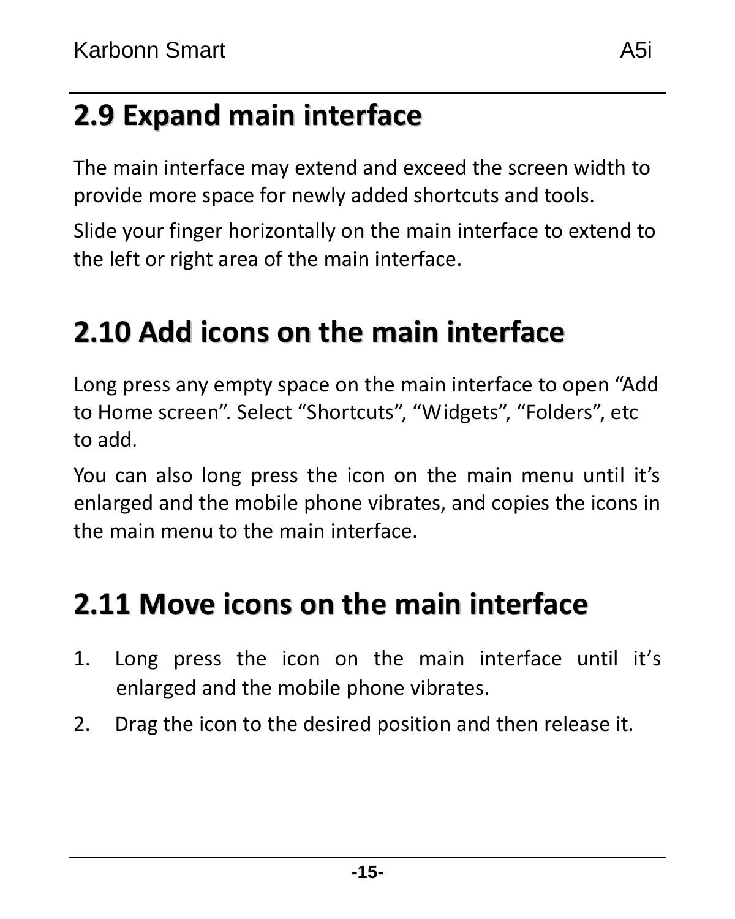## 2.9 Expand main interface

The main interface may extend and exceed the screen width to provide more space for newly added shortcuts and tools.

Slide your finger horizontally on the main interface to extend to the left or right area of the main interface.

## 2.10 Add icons on the main interface

Long press any empty space on the main interface to open “Add to Home screen”. Select “Shortcuts”, “Widgets”, “Folders”, etc to add.

You can also long press the icon on the main menu until it’s enlarged and the mobile phone vibrates, and copies the icons in the main menu to the main interface.

## 2.11 Move icons on the main interface

1. Long press the icon on the main interface until it’s enlarged and the mobile phone vibrates.
2. Drag the icon to the desired position and then release it.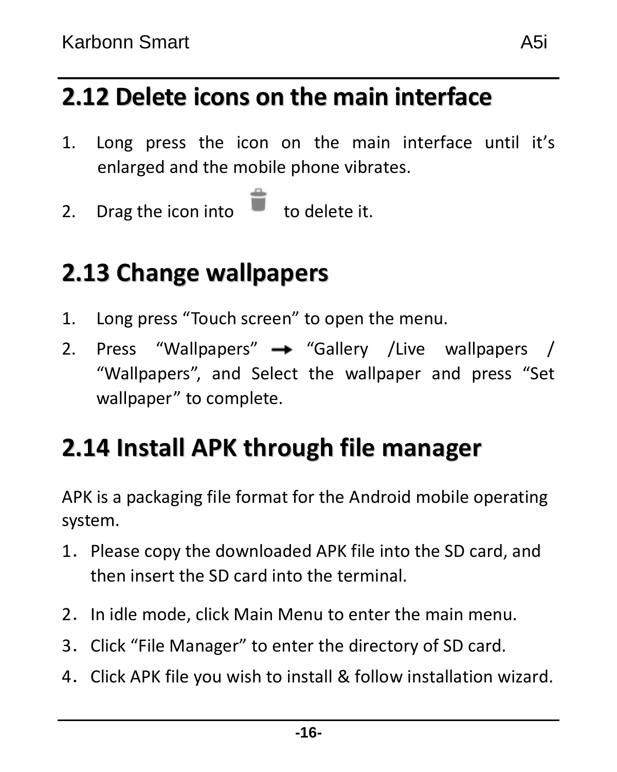## 2.12 Delete icons on the main interface

1. Long press the icon on the main interface until it's enlarged and the mobile phone vibrates.
2. Drag the icon into 🗑 to delete it.

## 2.13 Change wallpapers

1. Long press "Touch screen" to open the menu.
2. Press "Wallpapers" → "Gallery /Live wallpapers / "Wallpapers", and Select the wallpaper and press "Set wallpaper" to complete.

## 2.14 Install APK through file manager

APK is a packaging file format for the Android mobile operating system.

1. Please copy the downloaded APK file into the SD card, and then insert the SD card into the terminal.
2. In idle mode, click Main Menu to enter the main menu.
3. Click "File Manager" to enter the directory of SD card.
4. Click APK file you wish to install & follow installation wizard.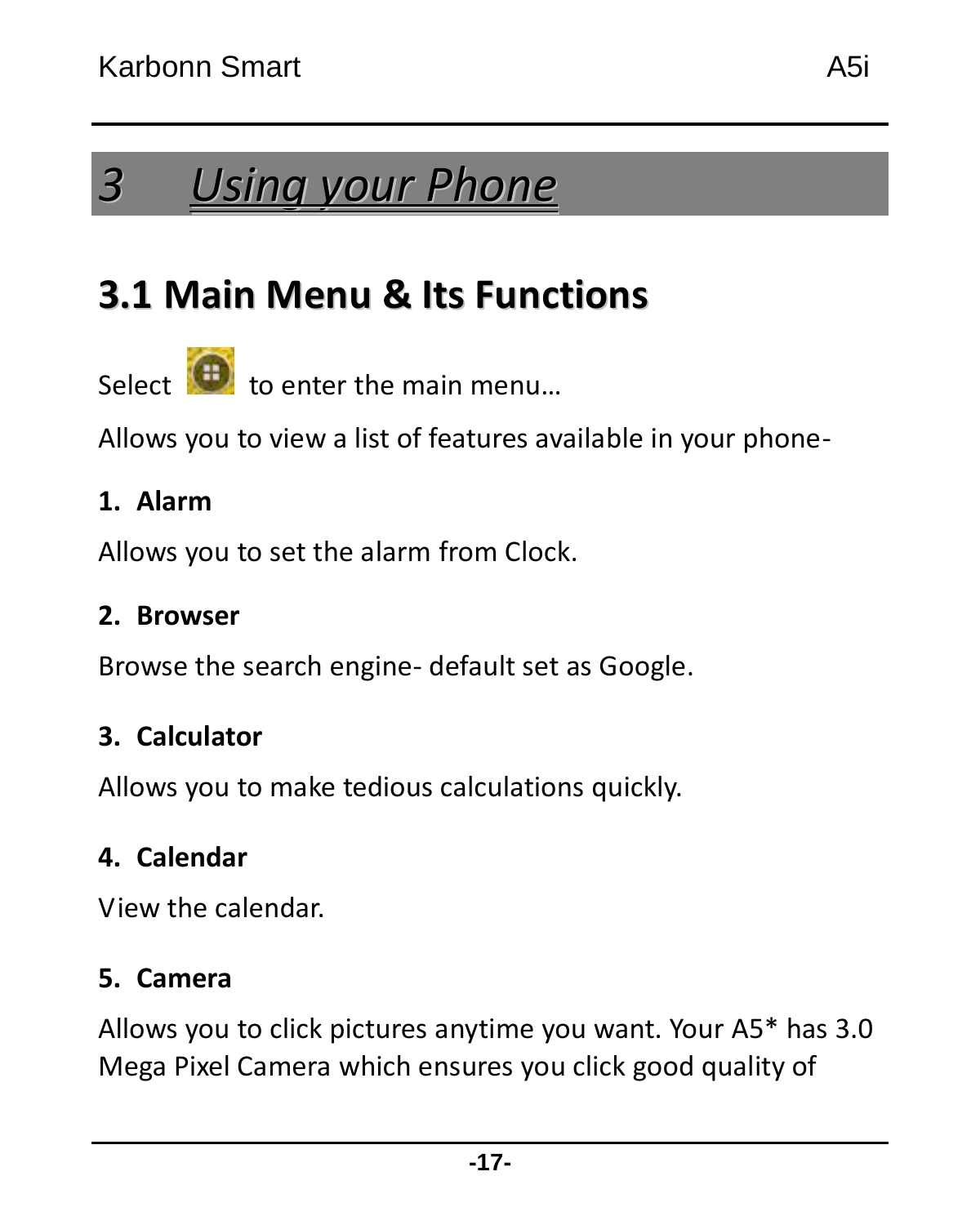# 3 Using your Phone

## 3.1 Main Menu & Its Functions

Select  to enter the main menu…

Allows you to view a list of features available in your phone-

**1. Alarm**

Allows you to set the alarm from Clock.

**2. Browser**

Browse the search engine- default set as Google.

**3. Calculator**

Allows you to make tedious calculations quickly.

**4. Calendar**

View the calendar.

**5. Camera**

Allows you to click pictures anytime you want. Your A5* has 3.0 Mega Pixel Camera which ensures you click good quality of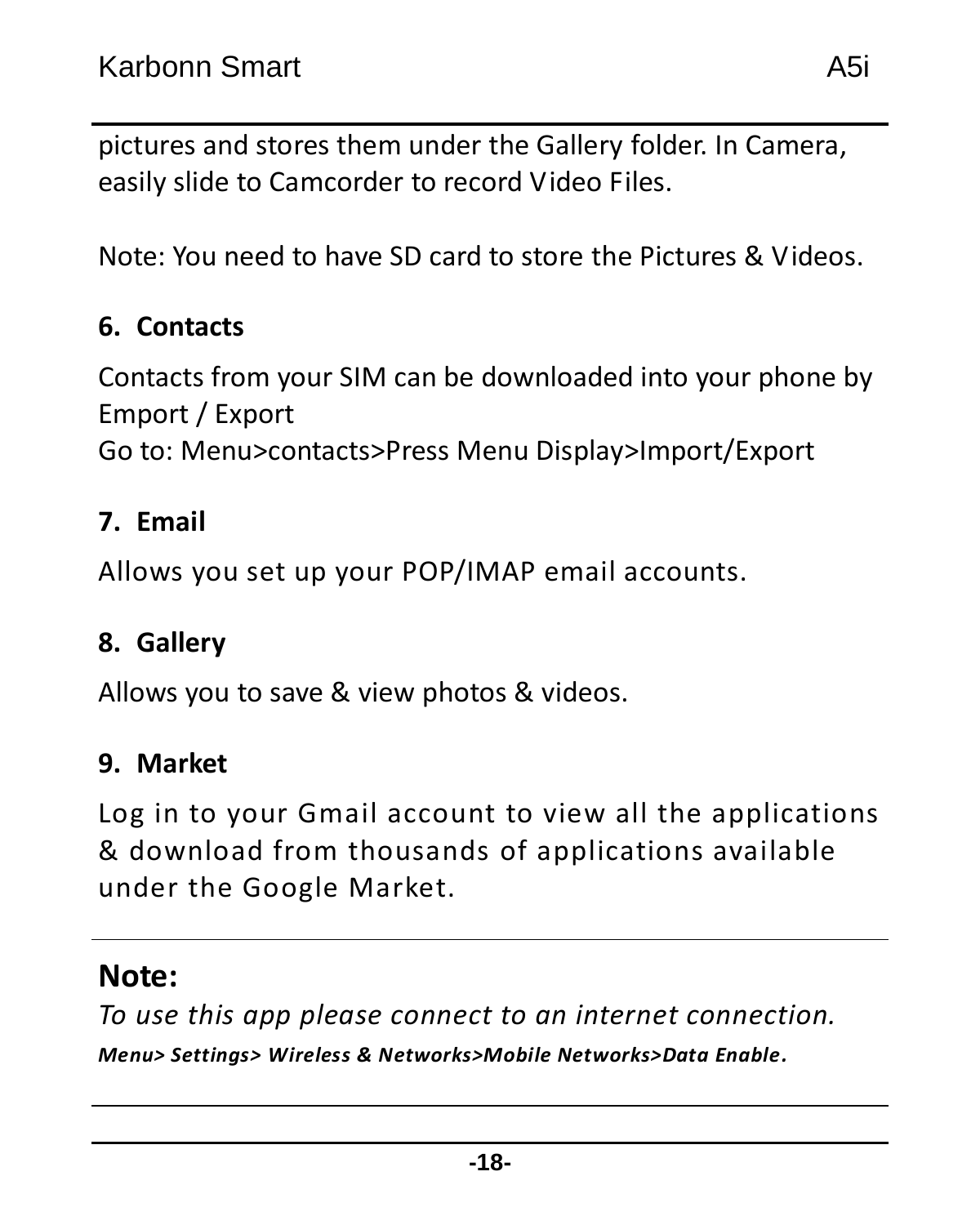pictures and stores them under the Gallery folder. In Camera, easily slide to Camcorder to record Video Files.

Note: You need to have SD card to store the Pictures & Videos.

### 6. Contacts

Contacts from your SIM can be downloaded into your phone by Emport / Export
Go to: Menu>contacts>Press Menu Display>Import/Export

### 7. Email

Allows you set up your POP/IMAP email accounts.

### 8. Gallery

Allows you to save & view photos & videos.

### 9. Market

Log in to your Gmail account to view all the applications & download from thousands of applications available under the Google Market.

---

## Note:

*To use this app please connect to an internet connection.*
***Menu> Settings> Wireless & Networks>Mobile Networks>Data Enable.***

---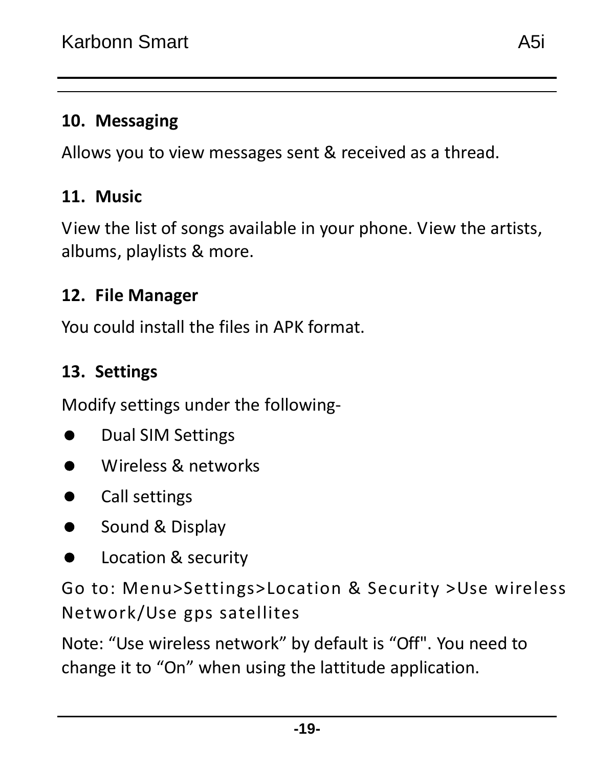### 10. Messaging

Allows you to view messages sent & received as a thread.

### 11. Music

View the list of songs available in your phone. View the artists, albums, playlists & more.

### 12. File Manager

You could install the files in APK format.

### 13. Settings

Modify settings under the following-

- Dual SIM Settings
- Wireless & networks
- Call settings
- Sound & Display
- Location & security

Go to: Menu>Settings>Location & Security >Use wireless Network/Use gps satellites

Note: “Use wireless network” by default is “Off". You need to change it to “On” when using the lattitude application.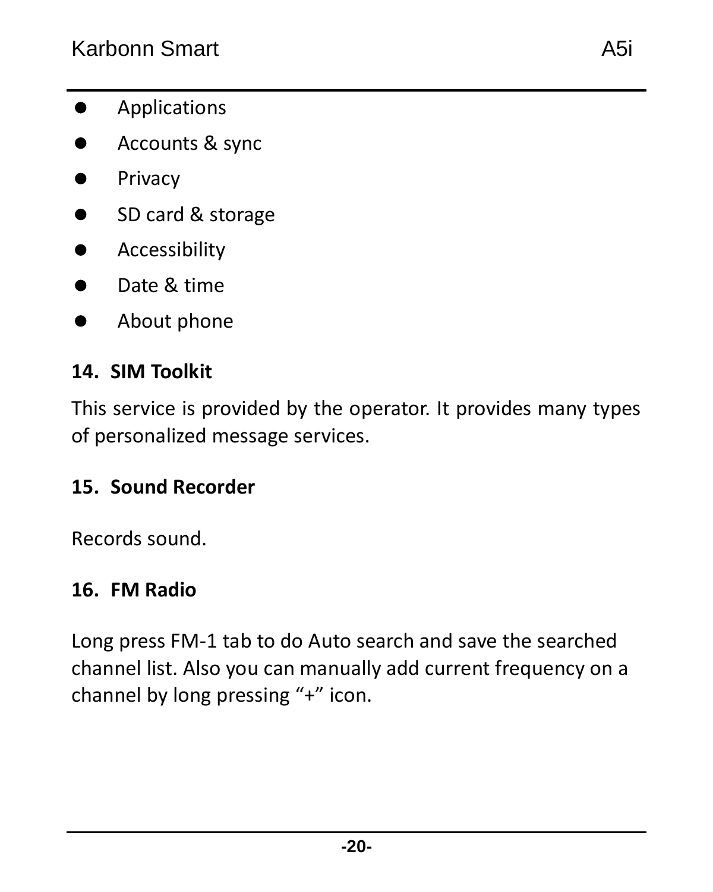- Applications
- Accounts & sync
- Privacy
- SD card & storage
- Accessibility
- Date & time
- About phone

### 14. SIM Toolkit

This service is provided by the operator. It provides many types of personalized message services.

### 15. Sound Recorder

Records sound.

### 16. FM Radio

Long press FM-1 tab to do Auto search and save the searched channel list. Also you can manually add current frequency on a channel by long pressing “+” icon.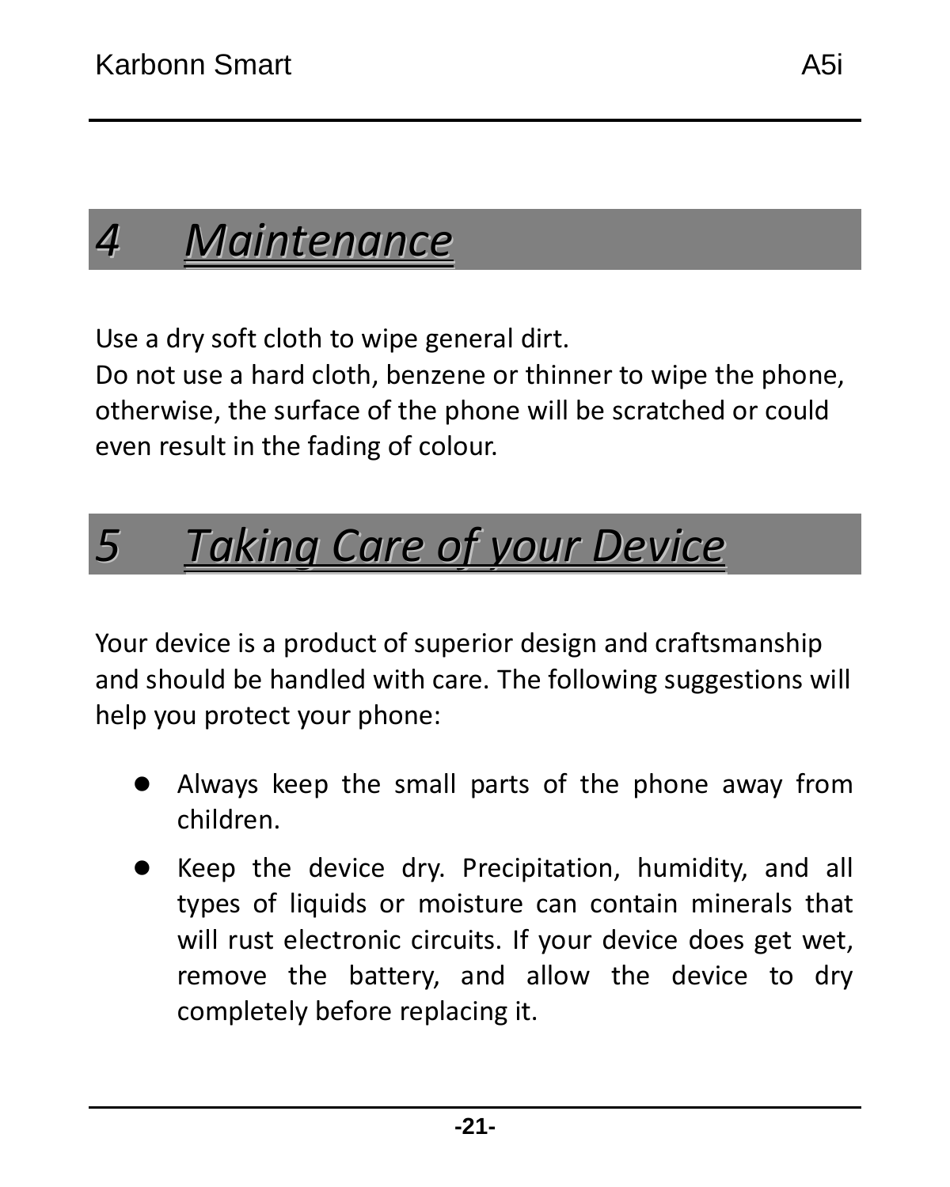# 4 Maintenance

Use a dry soft cloth to wipe general dirt.

Do not use a hard cloth, benzene or thinner to wipe the phone, otherwise, the surface of the phone will be scratched or could even result in the fading of colour.

# 5 Taking Care of your Device

Your device is a product of superior design and craftsmanship and should be handled with care. The following suggestions will help you protect your phone:

- Always keep the small parts of the phone away from children.
- Keep the device dry. Precipitation, humidity, and all types of liquids or moisture can contain minerals that will rust electronic circuits. If your device does get wet, remove the battery, and allow the device to dry completely before replacing it.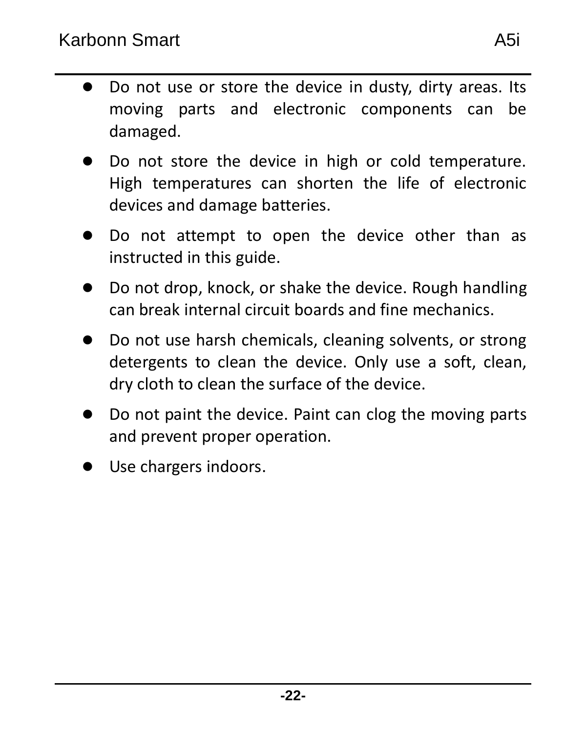- Do not use or store the device in dusty, dirty areas. Its moving parts and electronic components can be damaged.
- Do not store the device in high or cold temperature. High temperatures can shorten the life of electronic devices and damage batteries.
- Do not attempt to open the device other than as instructed in this guide.
- Do not drop, knock, or shake the device. Rough handling can break internal circuit boards and fine mechanics.
- Do not use harsh chemicals, cleaning solvents, or strong detergents to clean the device. Only use a soft, clean, dry cloth to clean the surface of the device.
- Do not paint the device. Paint can clog the moving parts and prevent proper operation.
- Use chargers indoors.